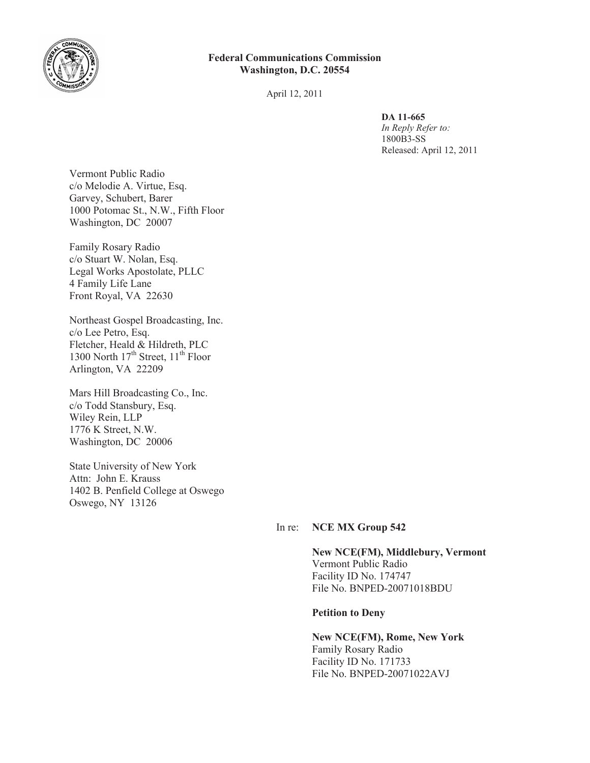**Federal Communications Commission**
**Washington, D.C. 20554**

April 12, 2011

**DA 11-665**
*In Reply Refer to:*
1800B3-SS
Released: April 12, 2011

Vermont Public Radio
c/o Melodie A. Virtue, Esq.
Garvey, Schubert, Barer
1000 Potomac St., N.W., Fifth Floor
Washington, DC 20007

Family Rosary Radio
c/o Stuart W. Nolan, Esq.
Legal Works Apostolate, PLLC
4 Family Life Lane
Front Royal, VA 22630

Northeast Gospel Broadcasting, Inc.
c/o Lee Petro, Esq.
Fletcher, Heald & Hildreth, PLC
1300 North 17th Street, 11th Floor
Arlington, VA 22209

Mars Hill Broadcasting Co., Inc.
c/o Todd Stansbury, Esq.
Wiley Rein, LLP
1776 K Street, N.W.
Washington, DC 20006

State University of New York
Attn: John E. Krauss
1402 B. Penfield College at Oswego
Oswego, NY 13126

In re: **NCE MX Group 542**

**New NCE(FM), Middlebury, Vermont**
Vermont Public Radio
Facility ID No. 174747
File No. BNPED-20071018BDU

**Petition to Deny**

**New NCE(FM), Rome, New York**
Family Rosary Radio
Facility ID No. 171733
File No. BNPED-20071022AVJ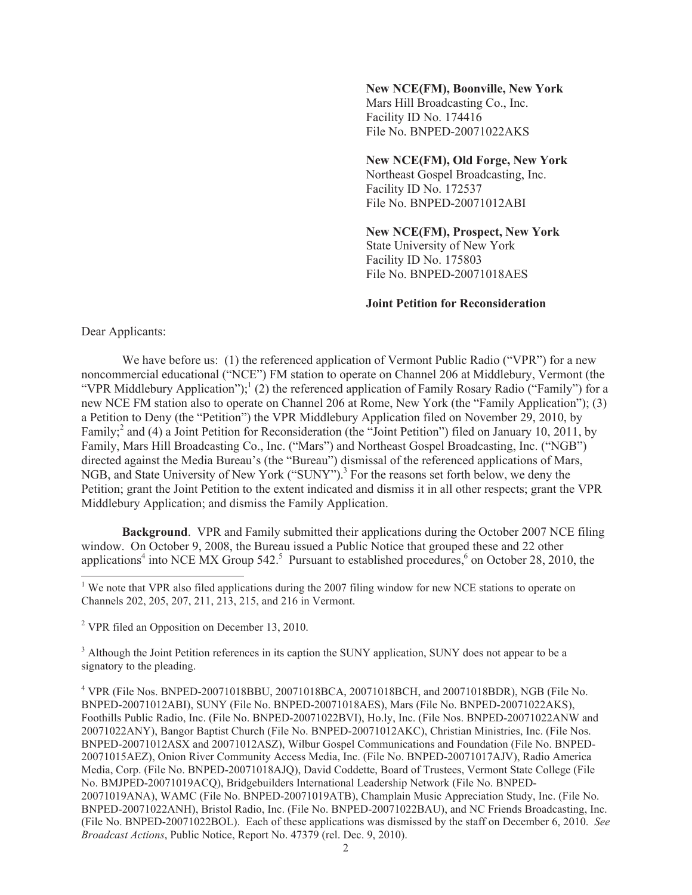**New NCE(FM), Boonville, New York**
Mars Hill Broadcasting Co., Inc.
Facility ID No. 174416
File No. BNPED-20071022AKS

**New NCE(FM), Old Forge, New York**
Northeast Gospel Broadcasting, Inc.
Facility ID No. 172537
File No. BNPED-20071012ABI

**New NCE(FM), Prospect, New York**
State University of New York
Facility ID No. 175803
File No. BNPED-20071018AES

**Joint Petition for Reconsideration**

Dear Applicants:

We have before us: (1) the referenced application of Vermont Public Radio ("VPR") for a new noncommercial educational ("NCE") FM station to operate on Channel 206 at Middlebury, Vermont (the "VPR Middlebury Application");[1] (2) the referenced application of Family Rosary Radio ("Family") for a new NCE FM station also to operate on Channel 206 at Rome, New York (the "Family Application"); (3) a Petition to Deny (the "Petition") the VPR Middlebury Application filed on November 29, 2010, by Family;[2] and (4) a Joint Petition for Reconsideration (the "Joint Petition") filed on January 10, 2011, by Family, Mars Hill Broadcasting Co., Inc. ("Mars") and Northeast Gospel Broadcasting, Inc. ("NGB") directed against the Media Bureau's (the "Bureau") dismissal of the referenced applications of Mars, NGB, and State University of New York ("SUNY").[3] For the reasons set forth below, we deny the Petition; grant the Joint Petition to the extent indicated and dismiss it in all other respects; grant the VPR Middlebury Application; and dismiss the Family Application.

**Background**. VPR and Family submitted their applications during the October 2007 NCE filing window. On October 9, 2008, the Bureau issued a Public Notice that grouped these and 22 other applications[4] into NCE MX Group 542.[5] Pursuant to established procedures,[6] on October 28, 2010, the

[1] We note that VPR also filed applications during the 2007 filing window for new NCE stations to operate on Channels 202, 205, 207, 211, 213, 215, and 216 in Vermont.

[2] VPR filed an Opposition on December 13, 2010.

[3] Although the Joint Petition references in its caption the SUNY application, SUNY does not appear to be a signatory to the pleading.

[4] VPR (File Nos. BNPED-20071018BBU, 20071018BCA, 20071018BCH, and 20071018BDR), NGB (File No. BNPED-20071012ABI), SUNY (File No. BNPED-20071018AES), Mars (File No. BNPED-20071022AKS), Foothills Public Radio, Inc. (File No. BNPED-20071022BVI), Ho.ly, Inc. (File Nos. BNPED-20071022ANW and 20071022ANY), Bangor Baptist Church (File No. BNPED-20071012AKC), Christian Ministries, Inc. (File Nos. BNPED-20071012ASX and 20071012ASZ), Wilbur Gospel Communications and Foundation (File No. BNPED-20071015AEZ), Onion River Community Access Media, Inc. (File No. BNPED-20071017AJV), Radio America Media, Corp. (File No. BNPED-20071018AJQ), David Coddette, Board of Trustees, Vermont State College (File No. BMJPED-20071019ACQ), Bridgebuilders International Leadership Network (File No. BNPED-20071019ANA), WAMC (File No. BNPED-20071019ATB), Champlain Music Appreciation Study, Inc. (File No. BNPED-20071022ANH), Bristol Radio, Inc. (File No. BNPED-20071022BAU), and NC Friends Broadcasting, Inc. (File No. BNPED-20071022BOL). Each of these applications was dismissed by the staff on December 6, 2010. *See Broadcast Actions*, Public Notice, Report No. 47379 (rel. Dec. 9, 2010).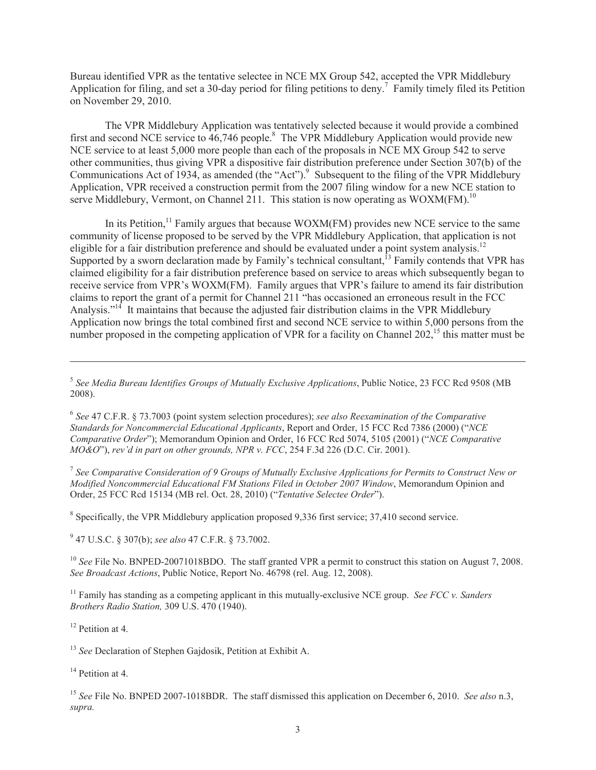Bureau identified VPR as the tentative selectee in NCE MX Group 542, accepted the VPR Middlebury Application for filing, and set a 30-day period for filing petitions to deny.[7] Family timely filed its Petition on November 29, 2010.

The VPR Middlebury Application was tentatively selected because it would provide a combined first and second NCE service to 46,746 people.[8] The VPR Middlebury Application would provide new NCE service to at least 5,000 more people than each of the proposals in NCE MX Group 542 to serve other communities, thus giving VPR a dispositive fair distribution preference under Section 307(b) of the Communications Act of 1934, as amended (the "Act").[9] Subsequent to the filing of the VPR Middlebury Application, VPR received a construction permit from the 2007 filing window for a new NCE station to serve Middlebury, Vermont, on Channel 211. This station is now operating as WOXM(FM).[10]

In its Petition,[11] Family argues that because WOXM(FM) provides new NCE service to the same community of license proposed to be served by the VPR Middlebury Application, that application is not eligible for a fair distribution preference and should be evaluated under a point system analysis.[12] Supported by a sworn declaration made by Family's technical consultant,[13] Family contends that VPR has claimed eligibility for a fair distribution preference based on service to areas which subsequently began to receive service from VPR's WOXM(FM). Family argues that VPR's failure to amend its fair distribution claims to report the grant of a permit for Channel 211 "has occasioned an erroneous result in the FCC Analysis."[14] It maintains that because the adjusted fair distribution claims in the VPR Middlebury Application now brings the total combined first and second NCE service to within 5,000 persons from the number proposed in the competing application of VPR for a facility on Channel 202,[15] this matter must be

---

[5] *See Media Bureau Identifies Groups of Mutually Exclusive Applications*, Public Notice, 23 FCC Rcd 9508 (MB 2008).

[6] *See* 47 C.F.R. § 73.7003 (point system selection procedures); *see also Reexamination of the Comparative Standards for Noncommercial Educational Applicants*, Report and Order, 15 FCC Rcd 7386 (2000) ("*NCE Comparative Order*"); Memorandum Opinion and Order, 16 FCC Rcd 5074, 5105 (2001) ("*NCE Comparative MO&O*"), *rev'd in part on other grounds, NPR v. FCC*, 254 F.3d 226 (D.C. Cir. 2001).

[7] *See Comparative Consideration of 9 Groups of Mutually Exclusive Applications for Permits to Construct New or Modified Noncommercial Educational FM Stations Filed in October 2007 Window*, Memorandum Opinion and Order, 25 FCC Rcd 15134 (MB rel. Oct. 28, 2010) ("*Tentative Selectee Order*").

[8] Specifically, the VPR Middlebury application proposed 9,336 first service; 37,410 second service.

[9] 47 U.S.C. § 307(b); *see also* 47 C.F.R. § 73.7002.

[10] *See* File No. BNPED-20071018BDO. The staff granted VPR a permit to construct this station on August 7, 2008. *See Broadcast Actions*, Public Notice, Report No. 46798 (rel. Aug. 12, 2008).

[11] Family has standing as a competing applicant in this mutually-exclusive NCE group. *See FCC v. Sanders Brothers Radio Station,* 309 U.S. 470 (1940).

[12] Petition at 4.

[13] *See* Declaration of Stephen Gajdosik, Petition at Exhibit A.

[14] Petition at 4.

[15] *See* File No. BNPED 2007-1018BDR. The staff dismissed this application on December 6, 2010. *See also* n.3, *supra.*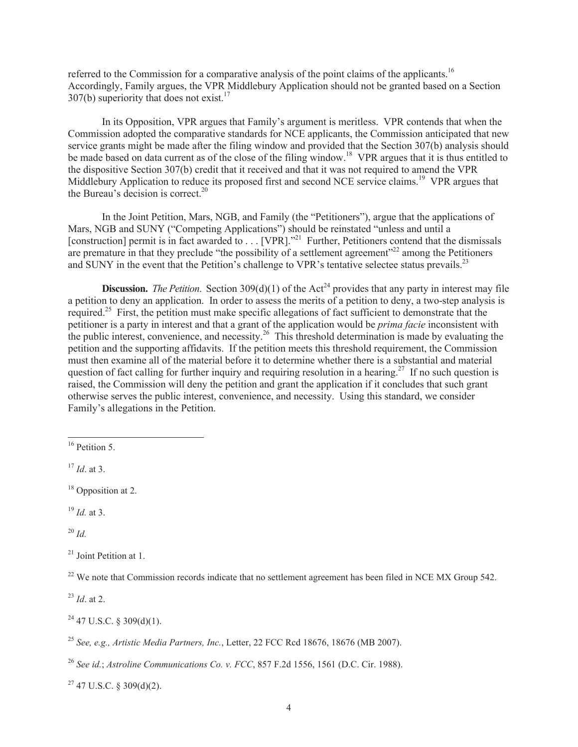referred to the Commission for a comparative analysis of the point claims of the applicants.[16] Accordingly, Family argues, the VPR Middlebury Application should not be granted based on a Section 307(b) superiority that does not exist.[17]

In its Opposition, VPR argues that Family's argument is meritless. VPR contends that when the Commission adopted the comparative standards for NCE applicants, the Commission anticipated that new service grants might be made after the filing window and provided that the Section 307(b) analysis should be made based on data current as of the close of the filing window.[18] VPR argues that it is thus entitled to the dispositive Section 307(b) credit that it received and that it was not required to amend the VPR Middlebury Application to reduce its proposed first and second NCE service claims.[19] VPR argues that the Bureau's decision is correct.[20]

In the Joint Petition, Mars, NGB, and Family (the "Petitioners"), argue that the applications of Mars, NGB and SUNY ("Competing Applications") should be reinstated "unless and until a [construction] permit is in fact awarded to . . . [VPR]."[21] Further, Petitioners contend that the dismissals are premature in that they preclude "the possibility of a settlement agreement"[22] among the Petitioners and SUNY in the event that the Petition's challenge to VPR's tentative selectee status prevails.[23]

**Discussion.** *The Petition*. Section 309(d)(1) of the Act[24] provides that any party in interest may file a petition to deny an application. In order to assess the merits of a petition to deny, a two-step analysis is required.[25] First, the petition must make specific allegations of fact sufficient to demonstrate that the petitioner is a party in interest and that a grant of the application would be *prima facie* inconsistent with the public interest, convenience, and necessity.[26] This threshold determination is made by evaluating the petition and the supporting affidavits. If the petition meets this threshold requirement, the Commission must then examine all of the material before it to determine whether there is a substantial and material question of fact calling for further inquiry and requiring resolution in a hearing.[27] If no such question is raised, the Commission will deny the petition and grant the application if it concludes that such grant otherwise serves the public interest, convenience, and necessity. Using this standard, we consider Family's allegations in the Petition.

---

[16] Petition 5.

[17] *Id*. at 3.

[18] Opposition at 2.

[19] *Id.* at 3.

[20] *Id.*

[21] Joint Petition at 1.

[22] We note that Commission records indicate that no settlement agreement has been filed in NCE MX Group 542.

[23] *Id*. at 2.

[24] 47 U.S.C. § 309(d)(1).

[25] *See, e.g., Artistic Media Partners, Inc.*, Letter, 22 FCC Rcd 18676, 18676 (MB 2007).

[26] *See id.*; *Astroline Communications Co. v. FCC*, 857 F.2d 1556, 1561 (D.C. Cir. 1988).

[27] 47 U.S.C. § 309(d)(2).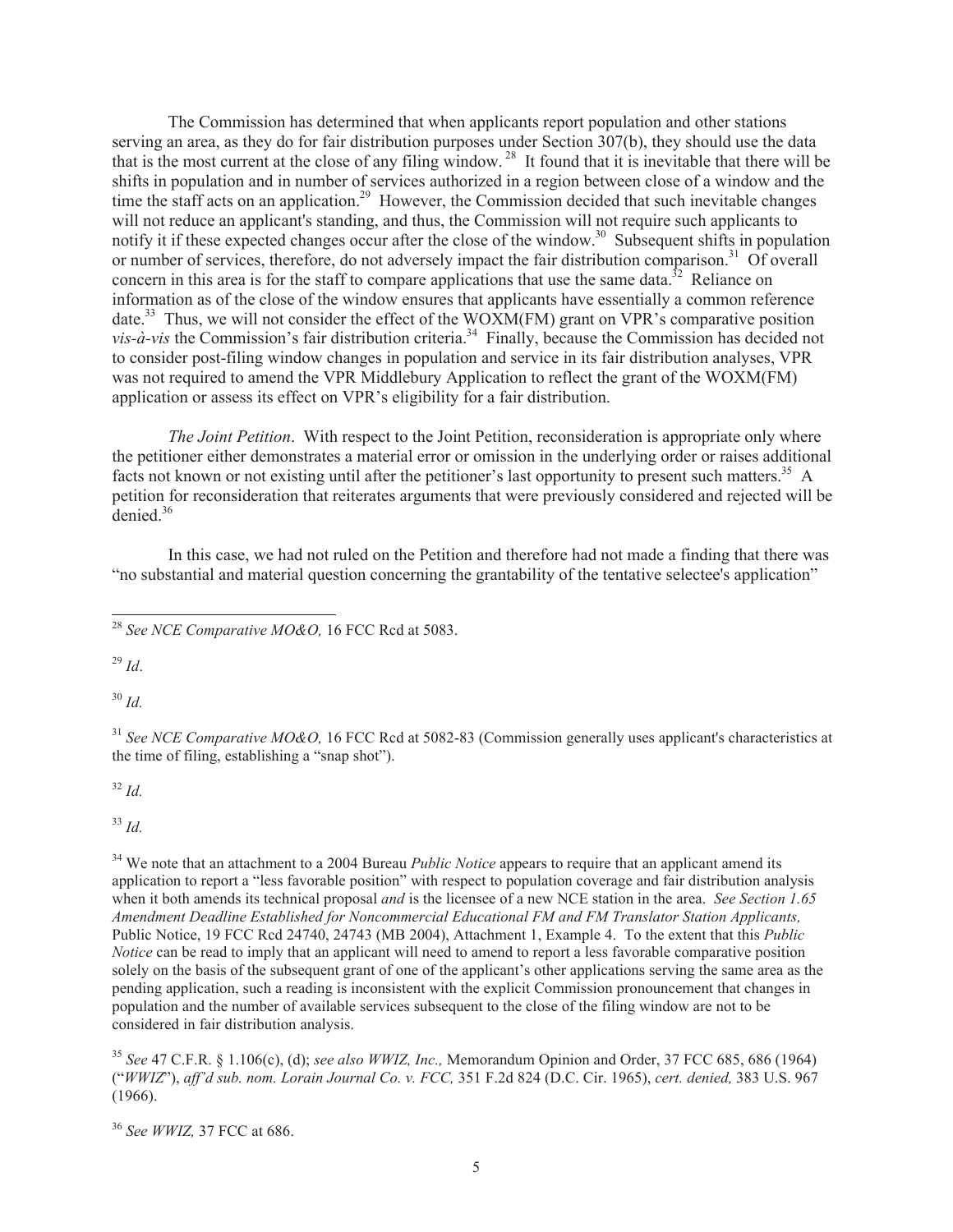The Commission has determined that when applicants report population and other stations serving an area, as they do for fair distribution purposes under Section 307(b), they should use the data that is the most current at the close of any filing window.[28] It found that it is inevitable that there will be shifts in population and in number of services authorized in a region between close of a window and the time the staff acts on an application.[29] However, the Commission decided that such inevitable changes will not reduce an applicant's standing, and thus, the Commission will not require such applicants to notify it if these expected changes occur after the close of the window.[30] Subsequent shifts in population or number of services, therefore, do not adversely impact the fair distribution comparison.[31] Of overall concern in this area is for the staff to compare applications that use the same data.[32] Reliance on information as of the close of the window ensures that applicants have essentially a common reference date.[33] Thus, we will not consider the effect of the WOXM(FM) grant on VPR's comparative position *vis-à-vis* the Commission's fair distribution criteria.[34] Finally, because the Commission has decided not to consider post-filing window changes in population and service in its fair distribution analyses, VPR was not required to amend the VPR Middlebury Application to reflect the grant of the WOXM(FM) application or assess its effect on VPR's eligibility for a fair distribution.

*The Joint Petition*. With respect to the Joint Petition, reconsideration is appropriate only where the petitioner either demonstrates a material error or omission in the underlying order or raises additional facts not known or not existing until after the petitioner's last opportunity to present such matters.[35] A petition for reconsideration that reiterates arguments that were previously considered and rejected will be denied.[36]

In this case, we had not ruled on the Petition and therefore had not made a finding that there was "no substantial and material question concerning the grantability of the tentative selectee's application"

---

[28] *See NCE Comparative MO&O,* 16 FCC Rcd at 5083.

[29] *Id*.

[30] *Id.*

[31] *See NCE Comparative MO&O,* 16 FCC Rcd at 5082-83 (Commission generally uses applicant's characteristics at the time of filing, establishing a "snap shot").

[32] *Id.*

[33] *Id.*

[34] We note that an attachment to a 2004 Bureau *Public Notice* appears to require that an applicant amend its application to report a "less favorable position" with respect to population coverage and fair distribution analysis when it both amends its technical proposal *and* is the licensee of a new NCE station in the area. *See Section 1.65 Amendment Deadline Established for Noncommercial Educational FM and FM Translator Station Applicants,* Public Notice, 19 FCC Rcd 24740, 24743 (MB 2004), Attachment 1, Example 4. To the extent that this *Public Notice* can be read to imply that an applicant will need to amend to report a less favorable comparative position solely on the basis of the subsequent grant of one of the applicant's other applications serving the same area as the pending application, such a reading is inconsistent with the explicit Commission pronouncement that changes in population and the number of available services subsequent to the close of the filing window are not to be considered in fair distribution analysis.

[35] *See* 47 C.F.R. § 1.106(c), (d); *see also WWIZ, Inc.,* Memorandum Opinion and Order, 37 FCC 685, 686 (1964) ("*WWIZ*"), *aff'd sub. nom. Lorain Journal Co. v. FCC,* 351 F.2d 824 (D.C. Cir. 1965), *cert. denied,* 383 U.S. 967 (1966).

[36] *See WWIZ,* 37 FCC at 686.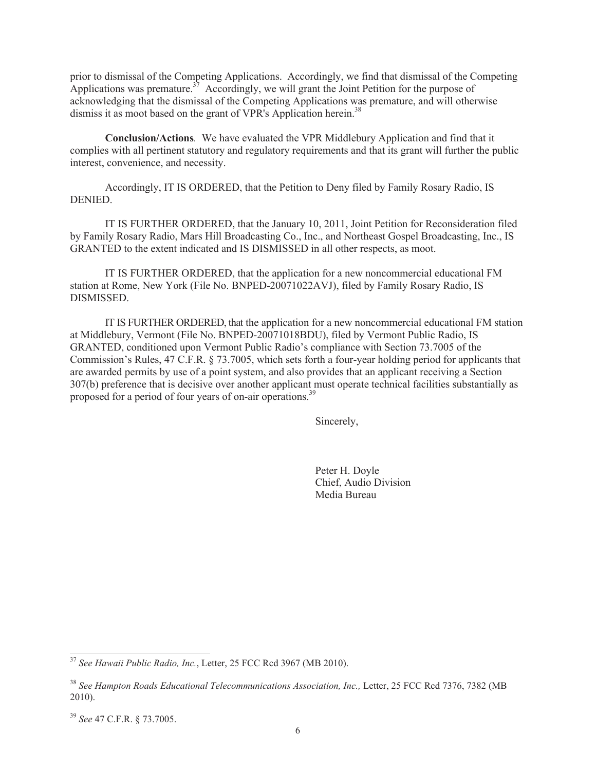prior to dismissal of the Competing Applications. Accordingly, we find that dismissal of the Competing Applications was premature.[37] Accordingly, we will grant the Joint Petition for the purpose of acknowledging that the dismissal of the Competing Applications was premature, and will otherwise dismiss it as moot based on the grant of VPR's Application herein.[38]

**Conclusion/Actions**. We have evaluated the VPR Middlebury Application and find that it complies with all pertinent statutory and regulatory requirements and that its grant will further the public interest, convenience, and necessity.

Accordingly, IT IS ORDERED, that the Petition to Deny filed by Family Rosary Radio, IS DENIED.

IT IS FURTHER ORDERED, that the January 10, 2011, Joint Petition for Reconsideration filed by Family Rosary Radio, Mars Hill Broadcasting Co., Inc., and Northeast Gospel Broadcasting, Inc., IS GRANTED to the extent indicated and IS DISMISSED in all other respects, as moot.

IT IS FURTHER ORDERED, that the application for a new noncommercial educational FM station at Rome, New York (File No. BNPED-20071022AVJ), filed by Family Rosary Radio, IS DISMISSED.

IT IS FURTHER ORDERED, that the application for a new noncommercial educational FM station at Middlebury, Vermont (File No. BNPED-20071018BDU), filed by Vermont Public Radio, IS GRANTED, conditioned upon Vermont Public Radio's compliance with Section 73.7005 of the Commission's Rules, 47 C.F.R. § 73.7005, which sets forth a four-year holding period for applicants that are awarded permits by use of a point system, and also provides that an applicant receiving a Section 307(b) preference that is decisive over another applicant must operate technical facilities substantially as proposed for a period of four years of on-air operations.[39]

Sincerely,

Peter H. Doyle
Chief, Audio Division
Media Bureau

---

[37] *See Hawaii Public Radio, Inc.*, Letter, 25 FCC Rcd 3967 (MB 2010).

[38] *See Hampton Roads Educational Telecommunications Association, Inc.,* Letter, 25 FCC Rcd 7376, 7382 (MB 2010).

[39] *See* 47 C.F.R. § 73.7005.